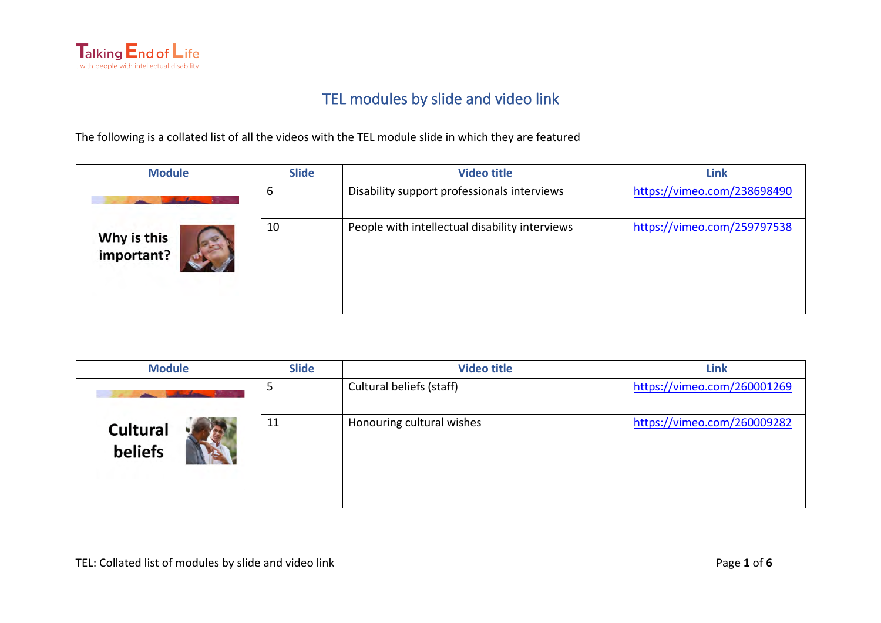Talking End of Life

...with people with intellectual disability

# TEL modules by slide and video link

The following is a collated list of all the videos with the TEL module slide in which they are featured

| Module | Slide | Video title | Link |
|---|---|---|---|
| Why is this important? | 6 | Disability support professionals interviews | https://vimeo.com/238698490 |
| | 10 | People with intellectual disability interviews | https://vimeo.com/259797538 |

| Module | Slide | Video title | Link |
|---|---|---|---|
| Cultural beliefs | 5 | Cultural beliefs (staff) | https://vimeo.com/260001269 |
| | 11 | Honouring cultural wishes | https://vimeo.com/260009282 |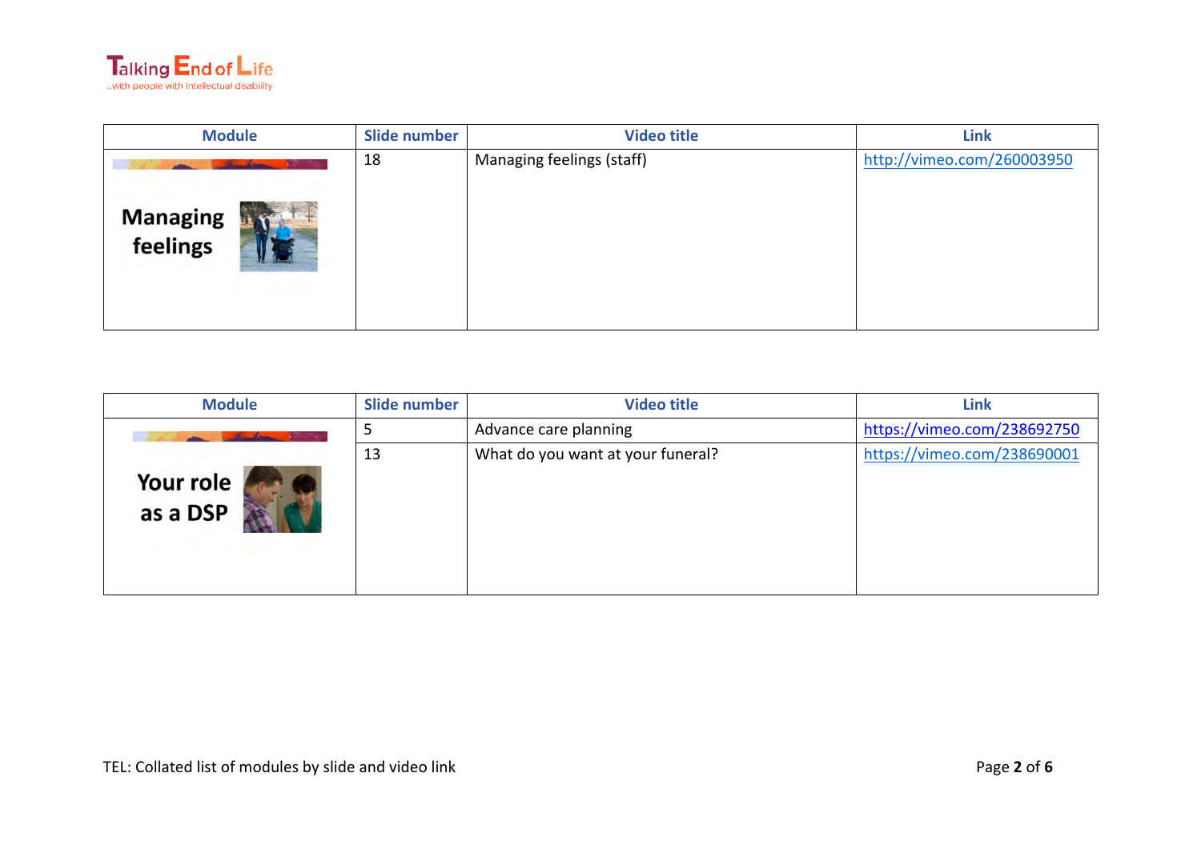| Module | Slide number | Video title | Link |
|---|---|---|---|
| Managing feelings | 18 | Managing feelings (staff) | http://vimeo.com/260003950 |

| Module | Slide number | Video title | Link |
|---|---|---|---|
| Your role as a DSP | 5 | Advance care planning | https://vimeo.com/238692750 |
| | 13 | What do you want at your funeral? | https://vimeo.com/238690001 |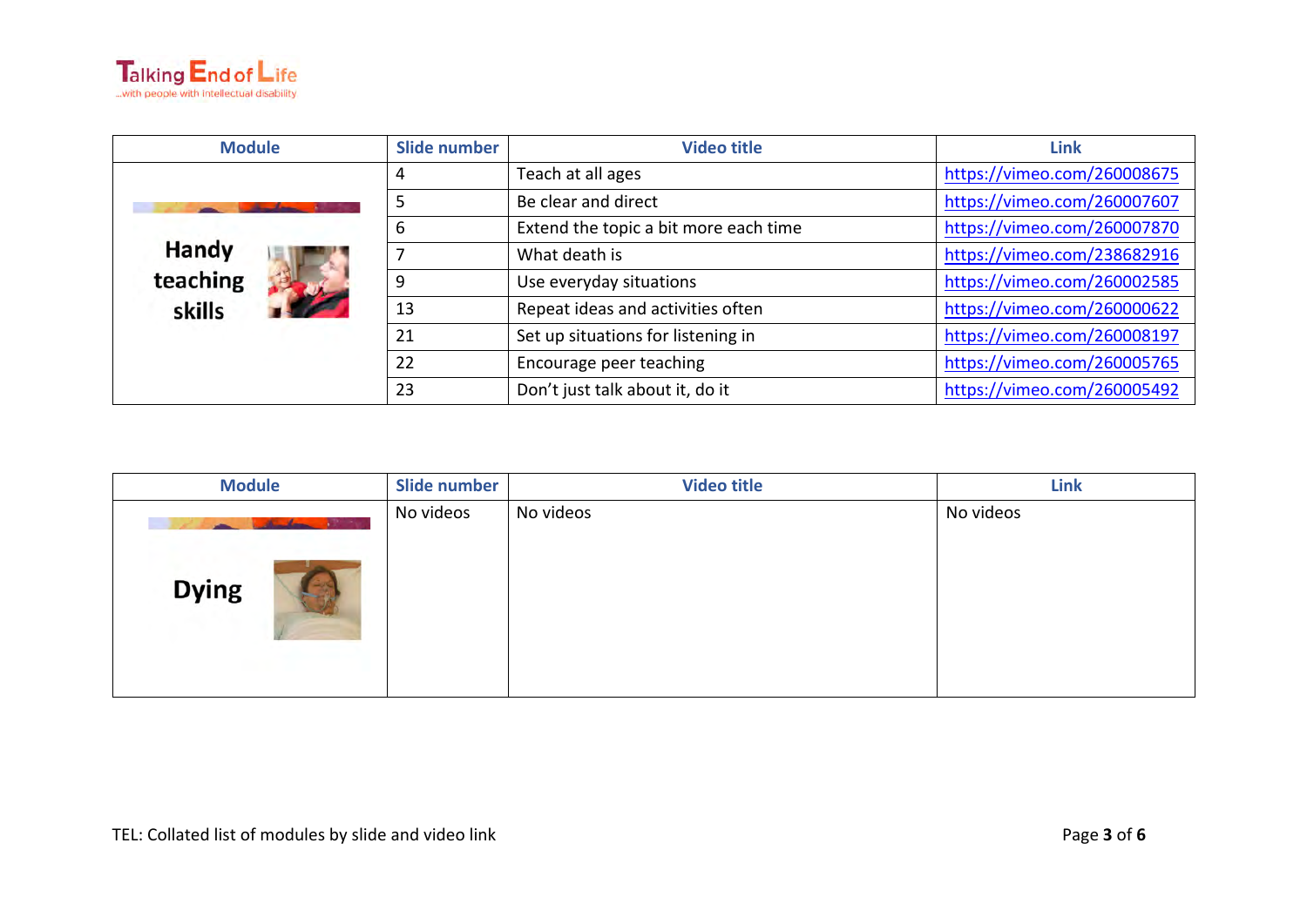| Module | Slide number | Video title | Link |
|---|---|---|---|
| Handy teaching skills | 4 | Teach at all ages | https://vimeo.com/260008675 |
| | 5 | Be clear and direct | https://vimeo.com/260007607 |
| | 6 | Extend the topic a bit more each time | https://vimeo.com/260007870 |
| | 7 | What death is | https://vimeo.com/238682916 |
| | 9 | Use everyday situations | https://vimeo.com/260002585 |
| | 13 | Repeat ideas and activities often | https://vimeo.com/260000622 |
| | 21 | Set up situations for listening in | https://vimeo.com/260008197 |
| | 22 | Encourage peer teaching | https://vimeo.com/260005765 |
| | 23 | Don't just talk about it, do it | https://vimeo.com/260005492 |

| Module | Slide number | Video title | Link |
|---|---|---|---|
| Dying | No videos | No videos | No videos |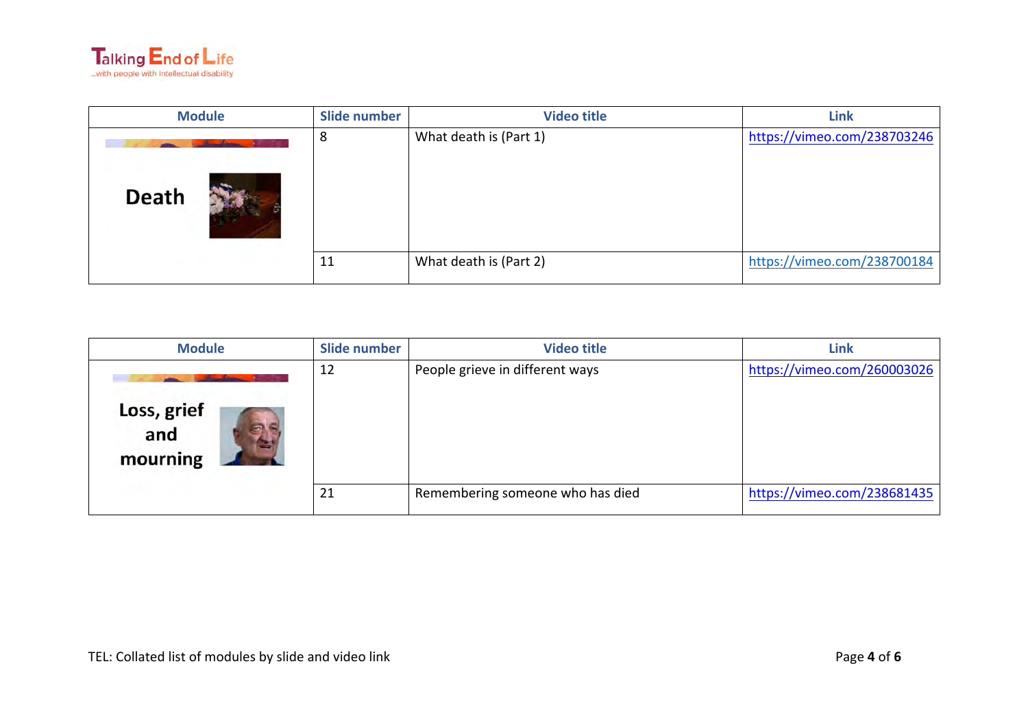| Module | Slide number | Video title | Link |
|---|---|---|---|
| Death | 8 | What death is (Part 1) | https://vimeo.com/238703246 |
| | 11 | What death is (Part 2) | https://vimeo.com/238700184 |

| Module | Slide number | Video title | Link |
|---|---|---|---|
| Loss, grief and mourning | 12 | People grieve in different ways | https://vimeo.com/260003026 |
| | 21 | Remembering someone who has died | https://vimeo.com/238681435 |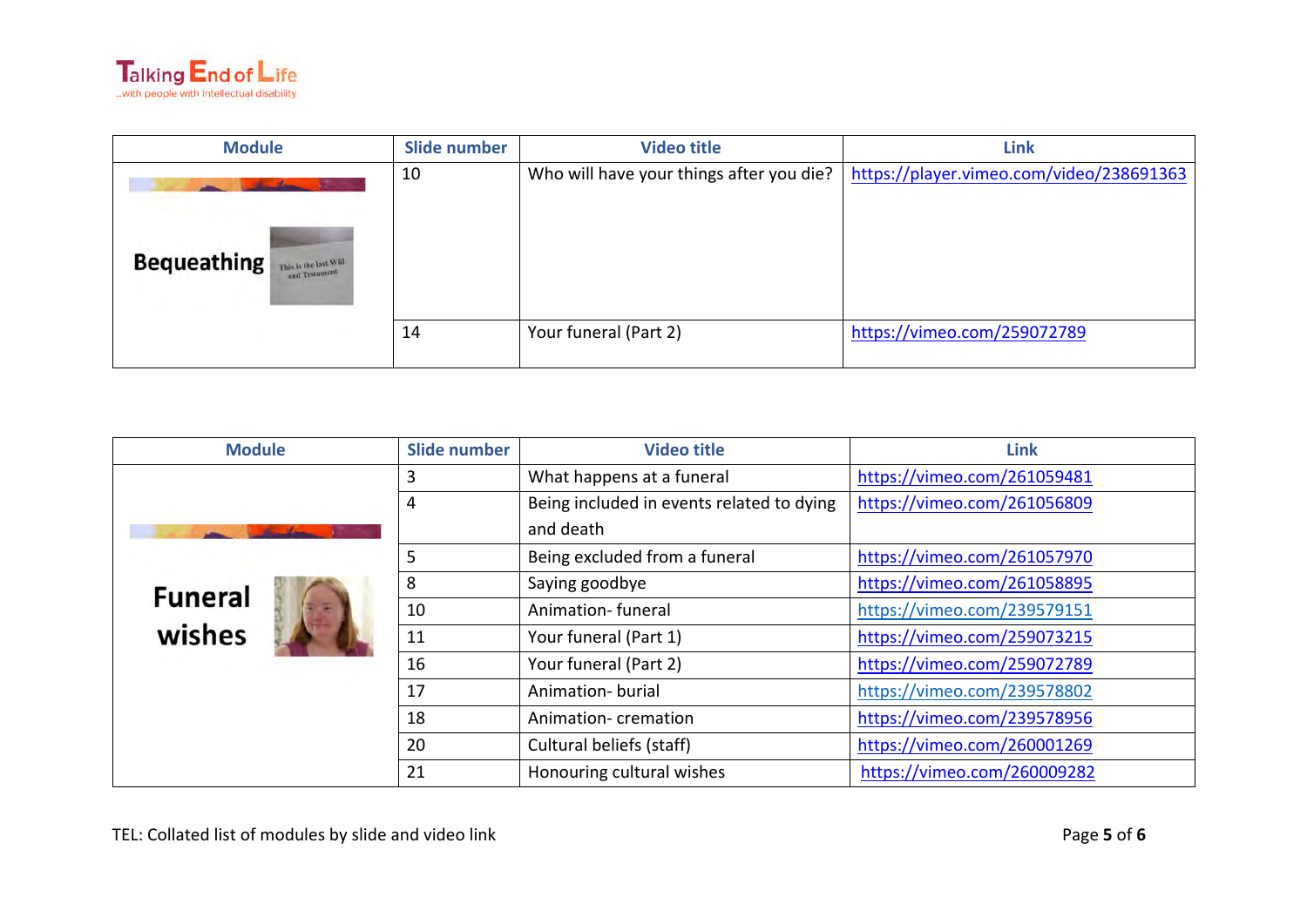| Module | Slide number | Video title | Link |
|---|---|---|---|
| Bequeathing | 10 | Who will have your things after you die? | https://player.vimeo.com/video/238691363 |
| | 14 | Your funeral (Part 2) | https://vimeo.com/259072789 |

| Module | Slide number | Video title | Link |
|---|---|---|---|
| Funeral wishes | 3 | What happens at a funeral | https://vimeo.com/261059481 |
| | 4 | Being included in events related to dying and death | https://vimeo.com/261056809 |
| | 5 | Being excluded from a funeral | https://vimeo.com/261057970 |
| | 8 | Saying goodbye | https://vimeo.com/261058895 |
| | 10 | Animation- funeral | https://vimeo.com/239579151 |
| | 11 | Your funeral (Part 1) | https://vimeo.com/259073215 |
| | 16 | Your funeral (Part 2) | https://vimeo.com/259072789 |
| | 17 | Animation- burial | https://vimeo.com/239578802 |
| | 18 | Animation- cremation | https://vimeo.com/239578956 |
| | 20 | Cultural beliefs (staff) | https://vimeo.com/260001269 |
| | 21 | Honouring cultural wishes | https://vimeo.com/260009282 |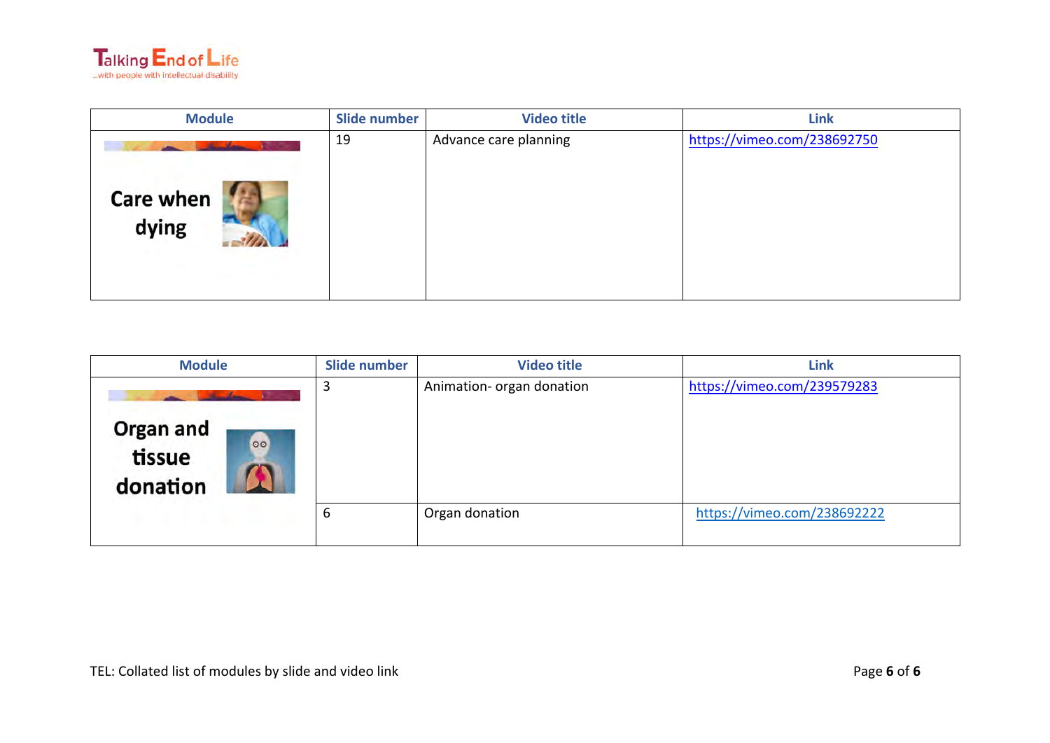| Module | Slide number | Video title | Link |
|---|---|---|---|
| Care when dying | 19 | Advance care planning | https://vimeo.com/238692750 |

| Module | Slide number | Video title | Link |
|---|---|---|---|
| Organ and tissue donation | 3 | Animation- organ donation | https://vimeo.com/239579283 |
| | 6 | Organ donation | https://vimeo.com/238692222 |